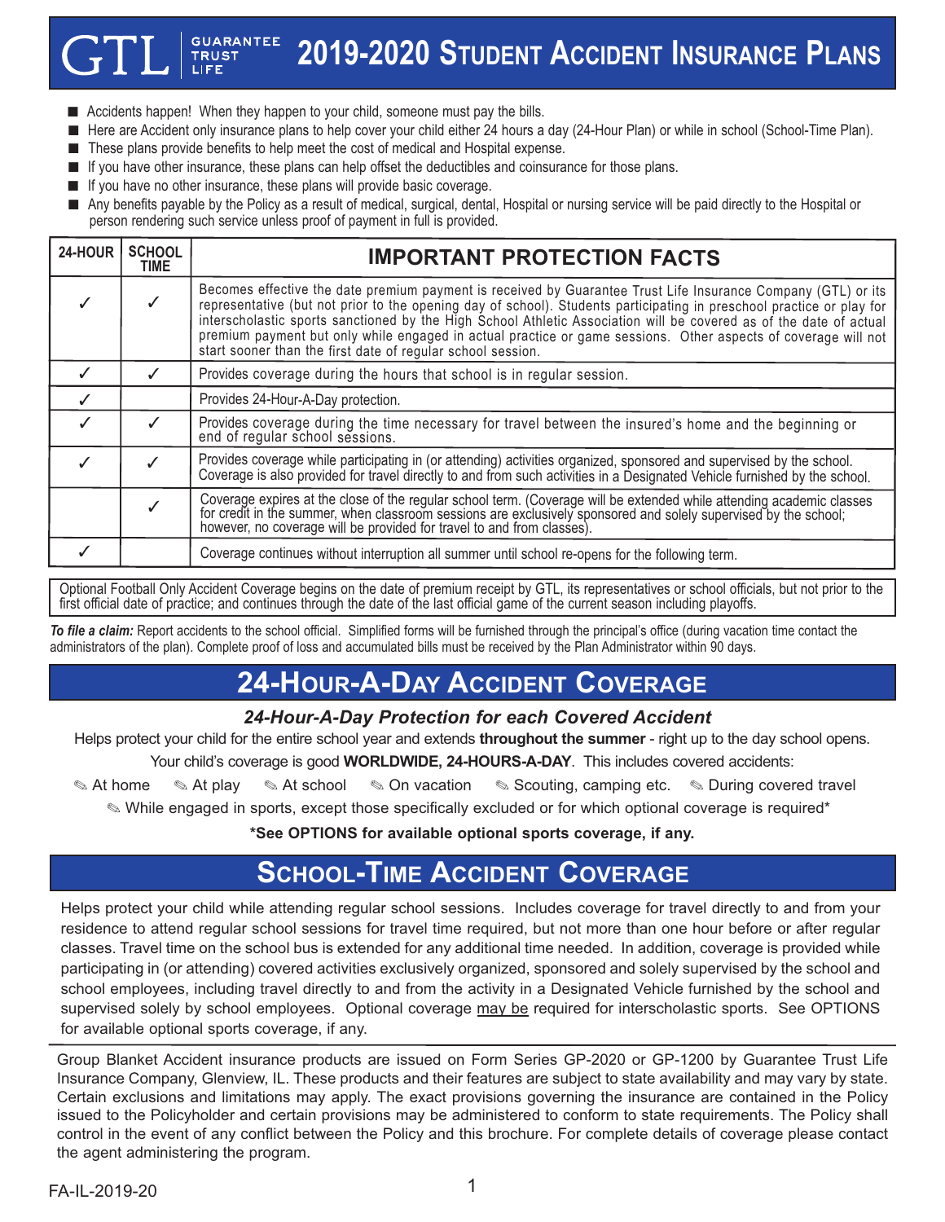# GTL | GUARANTEE TRUST LIFE — 2019-2020 Student Accident Insurance Plans

- Accidents happen! When they happen to your child, someone must pay the bills.
- Here are Accident only insurance plans to help cover your child either 24 hours a day (24-Hour Plan) or while in school (School-Time Plan).
- These plans provide benefits to help meet the cost of medical and Hospital expense.
- If you have other insurance, these plans can help offset the deductibles and coinsurance for those plans.
- If you have no other insurance, these plans will provide basic coverage.
- Any benefits payable by the Policy as a result of medical, surgical, dental, Hospital or nursing service will be paid directly to the Hospital or person rendering such service unless proof of payment in full is provided.

| 24-HOUR | SCHOOL TIME | IMPORTANT PROTECTION FACTS |
|---|---|---|
| ✓ | ✓ | Becomes effective the date premium payment is received by Guarantee Trust Life Insurance Company (GTL) or its representative (but not prior to the opening day of school). Students participating in preschool practice or play for interscholastic sports sanctioned by the High School Athletic Association will be covered as of the date of actual premium payment but only while engaged in actual practice or game sessions. Other aspects of coverage will not start sooner than the first date of regular school session. |
| ✓ | ✓ | Provides coverage during the hours that school is in regular session. |
| ✓ | | Provides 24-Hour-A-Day protection. |
| ✓ | ✓ | Provides coverage during the time necessary for travel between the insured's home and the beginning or end of regular school sessions. |
| ✓ | ✓ | Provides coverage while participating in (or attending) activities organized, sponsored and supervised by the school. Coverage is also provided for travel directly to and from such activities in a Designated Vehicle furnished by the school. |
| | ✓ | Coverage expires at the close of the regular school term. (Coverage will be extended while attending academic classes for credit in the summer, when classroom sessions are exclusively sponsored and solely supervised by the school; however, no coverage will be provided for travel to and from classes). |
| ✓ | | Coverage continues without interruption all summer until school re-opens for the following term. |

Optional Football Only Accident Coverage begins on the date of premium receipt by GTL, its representatives or school officials, but not prior to the first official date of practice; and continues through the date of the last official game of the current season including playoffs.

***To file a claim:*** Report accidents to the school official. Simplified forms will be furnished through the principal's office (during vacation time contact the administrators of the plan). Complete proof of loss and accumulated bills must be received by the Plan Administrator within 90 days.

## 24-Hour-A-Day Accident Coverage

### *24-Hour-A-Day Protection for each Covered Accident*

Helps protect your child for the entire school year and extends **throughout the summer** - right up to the day school opens.

Your child's coverage is good **WORLDWIDE, 24-HOURS-A-DAY**. This includes covered accidents:

✎ At home ✎ At play ✎ At school ✎ On vacation ✎ Scouting, camping etc. ✎ During covered travel

✎ While engaged in sports, except those specifically excluded or for which optional coverage is required*

**\*See OPTIONS for available optional sports coverage, if any.**

## School-Time Accident Coverage

Helps protect your child while attending regular school sessions. Includes coverage for travel directly to and from your residence to attend regular school sessions for travel time required, but not more than one hour before or after regular classes. Travel time on the school bus is extended for any additional time needed. In addition, coverage is provided while participating in (or attending) covered activities exclusively organized, sponsored and solely supervised by the school and school employees, including travel directly to and from the activity in a Designated Vehicle furnished by the school and supervised solely by school employees. Optional coverage may be required for interscholastic sports. See OPTIONS for available optional sports coverage, if any.

Group Blanket Accident insurance products are issued on Form Series GP-2020 or GP-1200 by Guarantee Trust Life Insurance Company, Glenview, IL. These products and their features are subject to state availability and may vary by state. Certain exclusions and limitations may apply. The exact provisions governing the insurance are contained in the Policy issued to the Policyholder and certain provisions may be administered to conform to state requirements. The Policy shall control in the event of any conflict between the Policy and this brochure. For complete details of coverage please contact the agent administering the program.

FA-IL-2019-20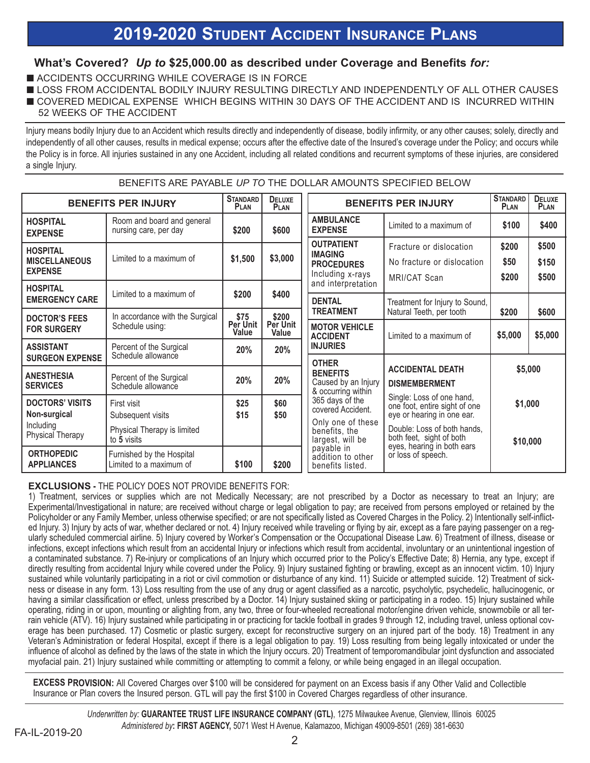# 2019-2020 Student Accident Insurance Plans

## What's Covered? *Up to* $25,000.00 as described under Coverage and Benefits *for:*

- ACCIDENTS OCCURRING WHILE COVERAGE IS IN FORCE
- LOSS FROM ACCIDENTAL BODILY INJURY RESULTING DIRECTLY AND INDEPENDENTLY OF ALL OTHER CAUSES
- COVERED MEDICAL EXPENSE WHICH BEGINS WITHIN 30 DAYS OF THE ACCIDENT AND IS INCURRED WITHIN 52 WEEKS OF THE ACCIDENT

Injury means bodily Injury due to an Accident which results directly and independently of disease, bodily infirmity, or any other causes; solely, directly and independently of all other causes, results in medical expense; occurs after the effective date of the Insured's coverage under the Policy; and occurs while the Policy is in force. All injuries sustained in any one Accident, including all related conditions and recurrent symptoms of these injuries, are considered a single Injury.

BENEFITS ARE PAYABLE *UP TO* THE DOLLAR AMOUNTS SPECIFIED BELOW

| BENEFITS PER INJURY | | Standard Plan | Deluxe Plan |
|---|---|---|---|
| **HOSPITAL EXPENSE** | Room and board and general nursing care, per day | $200 | $600 |
| **HOSPITAL MISCELLANEOUS EXPENSE** | Limited to a maximum of | $1,500 | $3,000 |
| **HOSPITAL EMERGENCY CARE** | Limited to a maximum of | $200 | $400 |
| **DOCTOR'S FEES FOR SURGERY** | In accordance with the Surgical Schedule using: | $75 Per Unit Value | $200 Per Unit Value |
| **ASSISTANT SURGEON EXPENSE** | Percent of the Surgical Schedule allowance | 20% | 20% |
| **ANESTHESIA SERVICES** | Percent of the Surgical Schedule allowance | 20% | 20% |
| **DOCTORS' VISITS Non-surgical** Including Physical Therapy | First visit | $25 | $60 |
| | Subsequent visits | $15 | $50 |
| | Physical Therapy is limited to **5** visits | | |
| **ORTHOPEDIC APPLIANCES** | Furnished by the Hospital Limited to a maximum of | $100 | $200 |

| BENEFITS PER INJURY | | Standard Plan | Deluxe Plan |
|---|---|---|---|
| **AMBULANCE EXPENSE** | Limited to a maximum of | $100 | $400 |
| **OUTPATIENT IMAGING PROCEDURES** Including x-rays and interpretation | Fracture or dislocation | $200 | $500 |
| | No fracture or dislocation | $50 | $150 |
| | MRI/CAT Scan | $200 | $500 |
| **DENTAL TREATMENT** | Treatment for Injury to Sound, Natural Teeth, per tooth | $200 | $600 |
| **MOTOR VEHICLE ACCIDENT INJURIES** | Limited to a maximum of | $5,000 | $5,000 |
| **OTHER BENEFITS** Caused by an Injury & occurring within 365 days of the covered Accident. Only one of these benefits, the largest, will be payable in addition to other benefits listed. | **ACCIDENTAL DEATH** | $5,000 | |
| | **DISMEMBERMENT** Single: Loss of one hand, one foot, entire sight of one eye or hearing in one ear. | $1,000 | |
| | Double: Loss of both hands, both feet, sight of both eyes, hearing in both ears or loss of speech. | $10,000 | |

**EXCLUSIONS -** THE POLICY DOES NOT PROVIDE BENEFITS FOR:

1) Treatment, services or supplies which are not Medically Necessary; are not prescribed by a Doctor as necessary to treat an Injury; are Experimental/Investigational in nature; are received without charge or legal obligation to pay; are received from persons employed or retained by the Policyholder or any Family Member, unless otherwise specified; or are not specifically listed as Covered Charges in the Policy. 2) Intentionally self-inflicted Injury. 3) Injury by acts of war, whether declared or not. 4) Injury received while traveling or flying by air, except as a fare paying passenger on a regularly scheduled commercial airline. 5) Injury covered by Worker's Compensation or the Occupational Disease Law. 6) Treatment of illness, disease or infections, except infections which result from an accidental Injury or infections which result from accidental, involuntary or an unintentional ingestion of a contaminated substance. 7) Re-injury or complications of an Injury which occurred prior to the Policy's Effective Date; 8) Hernia, any type, except if directly resulting from accidental Injury while covered under the Policy. 9) Injury sustained fighting or brawling, except as an innocent victim. 10) Injury sustained while voluntarily participating in a riot or civil commotion or disturbance of any kind. 11) Suicide or attempted suicide. 12) Treatment of sickness or disease in any form. 13) Loss resulting from the use of any drug or agent classified as a narcotic, psycholytic, psychedelic, hallucinogenic, or having a similar classification or effect, unless prescribed by a Doctor. 14) Injury sustained skiing or participating in a rodeo. 15) Injury sustained while operating, riding in or upon, mounting or alighting from, any two, three or four-wheeled recreational motor/engine driven vehicle, snowmobile or all terrain vehicle (ATV). 16) Injury sustained while participating in or practicing for tackle football in grades 9 through 12, including travel, unless optional coverage has been purchased. 17) Cosmetic or plastic surgery, except for reconstructive surgery on an injured part of the body. 18) Treatment in any Veteran's Administration or federal Hospital, except if there is a legal obligation to pay. 19) Loss resulting from being legally intoxicated or under the influence of alcohol as defined by the laws of the state in which the Injury occurs. 20) Treatment of temporomandibular joint dysfunction and associated myofacial pain. 21) Injury sustained while committing or attempting to commit a felony, or while being engaged in an illegal occupation.

**EXCESS PROVISION:** All Covered Charges over $100 will be considered for payment on an Excess basis if any Other Valid and Collectible Insurance or Plan covers the Insured person. GTL will pay the first $100 in Covered Charges regardless of other insurance.

*Underwritten by:* **GUARANTEE TRUST LIFE INSURANCE COMPANY (GTL)**, 1275 Milwaukee Avenue, Glenview, Illinois 60025
*Administered by***: FIRST AGENCY,** 5071 West H Avenue, Kalamazoo, Michigan 49009-8501 (269) 381-6630

FA-IL-2019-20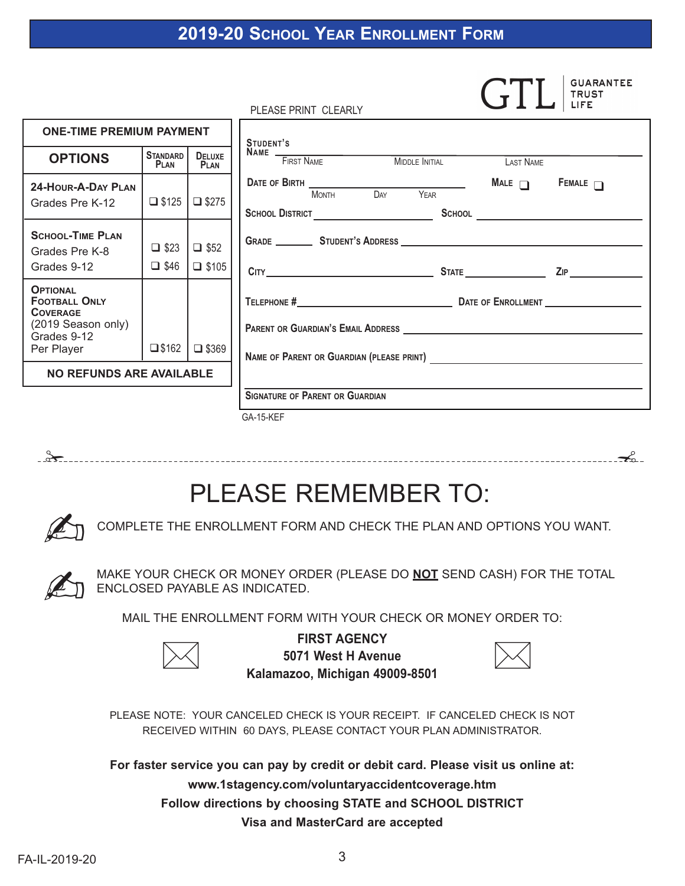# 2019-20 School Year Enrollment Form

GTL | GUARANTEE TRUST LIFE

| ONE-TIME PREMIUM PAYMENT | | |
|---|---|---|
| **OPTIONS** | **Standard Plan** | **Deluxe Plan** |
| **24-Hour-A-Day Plan** Grades Pre K-12 | ❑ $125 | ❑ $275 |
| **School-Time Plan** Grades Pre K-8 | ❑ $23 | ❑ $52 |
| Grades 9-12 | ❑ $46 | ❑ $105 |
| **Optional Football Only Coverage** (2019 Season only) Grades 9-12 Per Player | ❑ $162 | ❑ $369 |
| **NO REFUNDS ARE AVAILABLE** | | |

PLEASE PRINT CLEARLY

**Student's Name** ______________________________
First Name  Middle Initial  Last Name

**Date of Birth** ______________________ **Male** ❑ **Female** ❑
Month  Day  Year

**School District** ________________ **School** ________________

**Grade** ________ **Student's Address** ______________________________

**City** ________________ **State** ________ **Zip** ________

**Telephone #** ________________ **Date of Enrollment** ________________

**Parent or Guardian's Email Address** ______________________________

**Name of Parent or Guardian (please print)** ______________________________

______________________________
**Signature of Parent or Guardian**

GA-15-KEF

---

# PLEASE REMEMBER TO:

COMPLETE THE ENROLLMENT FORM AND CHECK THE PLAN AND OPTIONS YOU WANT.

MAKE YOUR CHECK OR MONEY ORDER (PLEASE DO **NOT** SEND CASH) FOR THE TOTAL ENCLOSED PAYABLE AS INDICATED.

MAIL THE ENROLLMENT FORM WITH YOUR CHECK OR MONEY ORDER TO:

**FIRST AGENCY**
**5071 West H Avenue**
**Kalamazoo, Michigan 49009-8501**

PLEASE NOTE: YOUR CANCELED CHECK IS YOUR RECEIPT. IF CANCELED CHECK IS NOT RECEIVED WITHIN 60 DAYS, PLEASE CONTACT YOUR PLAN ADMINISTRATOR.

**For faster service you can pay by credit or debit card. Please visit us online at:**
**www.1stagency.com/voluntaryaccidentcoverage.htm**
**Follow directions by choosing STATE and SCHOOL DISTRICT**
**Visa and MasterCard are accepted**

FA-IL-2019-20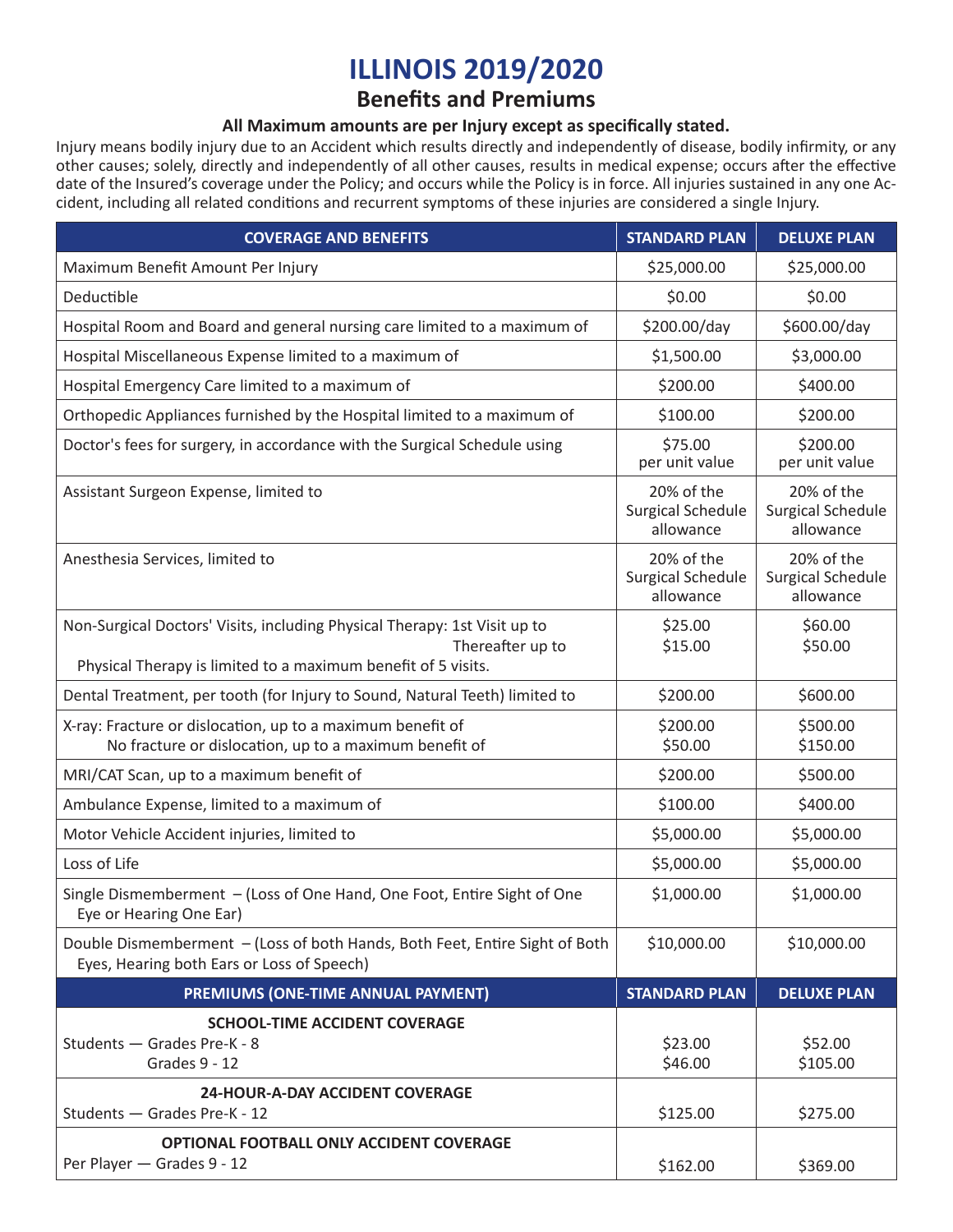# ILLINOIS 2019/2020

## Benefits and Premiums

**All Maximum amounts are per Injury except as specifically stated.**

Injury means bodily injury due to an Accident which results directly and independently of disease, bodily infirmity, or any other causes; solely, directly and independently of all other causes, results in medical expense; occurs after the effective date of the Insured's coverage under the Policy; and occurs while the Policy is in force. All injuries sustained in any one Accident, including all related conditions and recurrent symptoms of these injuries are considered a single Injury.

| COVERAGE AND BENEFITS | STANDARD PLAN | DELUXE PLAN |
|---|---|---|
| Maximum Benefit Amount Per Injury | $25,000.00 | $25,000.00 |
| Deductible | $0.00 | $0.00 |
| Hospital Room and Board and general nursing care limited to a maximum of | $200.00/day | $600.00/day |
| Hospital Miscellaneous Expense limited to a maximum of | $1,500.00 | $3,000.00 |
| Hospital Emergency Care limited to a maximum of | $200.00 | $400.00 |
| Orthopedic Appliances furnished by the Hospital limited to a maximum of | $100.00 | $200.00 |
| Doctor's fees for surgery, in accordance with the Surgical Schedule using | $75.00 per unit value | $200.00 per unit value |
| Assistant Surgeon Expense, limited to | 20% of the Surgical Schedule allowance | 20% of the Surgical Schedule allowance |
| Anesthesia Services, limited to | 20% of the Surgical Schedule allowance | 20% of the Surgical Schedule allowance |
| Non-Surgical Doctors' Visits, including Physical Therapy: 1st Visit up to<br>Thereafter up to<br>Physical Therapy is limited to a maximum benefit of 5 visits. | $25.00<br>$15.00 | $60.00<br>$50.00 |
| Dental Treatment, per tooth (for Injury to Sound, Natural Teeth) limited to | $200.00 | $600.00 |
| X-ray: Fracture or dislocation, up to a maximum benefit of<br>No fracture or dislocation, up to a maximum benefit of | $200.00<br>$50.00 | $500.00<br>$150.00 |
| MRI/CAT Scan, up to a maximum benefit of | $200.00 | $500.00 |
| Ambulance Expense, limited to a maximum of | $100.00 | $400.00 |
| Motor Vehicle Accident injuries, limited to | $5,000.00 | $5,000.00 |
| Loss of Life | $5,000.00 | $5,000.00 |
| Single Dismemberment – (Loss of One Hand, One Foot, Entire Sight of One Eye or Hearing One Ear) | $1,000.00 | $1,000.00 |
| Double Dismemberment – (Loss of both Hands, Both Feet, Entire Sight of Both Eyes, Hearing both Ears or Loss of Speech) | $10,000.00 | $10,000.00 |
| **PREMIUMS (ONE-TIME ANNUAL PAYMENT)** | **STANDARD PLAN** | **DELUXE PLAN** |
| **SCHOOL-TIME ACCIDENT COVERAGE**<br>Students — Grades Pre-K - 8<br>Grades 9 - 12 | <br>$23.00<br>$46.00 | <br>$52.00<br>$105.00 |
| **24-HOUR-A-DAY ACCIDENT COVERAGE**<br>Students — Grades Pre-K - 12 | <br>$125.00 | <br>$275.00 |
| **OPTIONAL FOOTBALL ONLY ACCIDENT COVERAGE**<br>Per Player — Grades 9 - 12 | <br>$162.00 | <br>$369.00 |